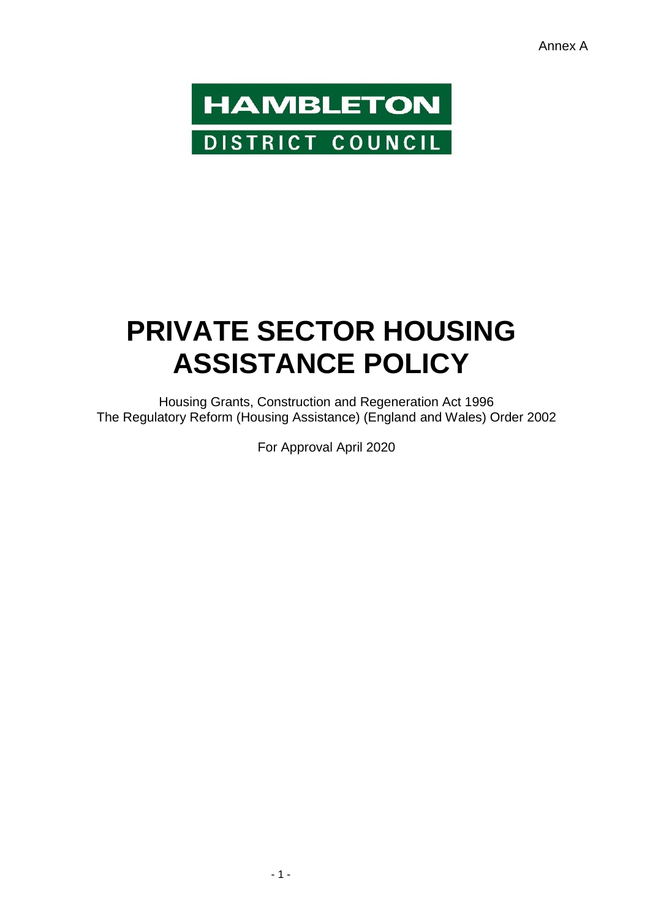Annex A

HAMBLETON
DISTRICT COUNCIL

# PRIVATE SECTOR HOUSING ASSISTANCE POLICY

Housing Grants, Construction and Regeneration Act 1996
The Regulatory Reform (Housing Assistance) (England and Wales) Order 2002

For Approval April 2020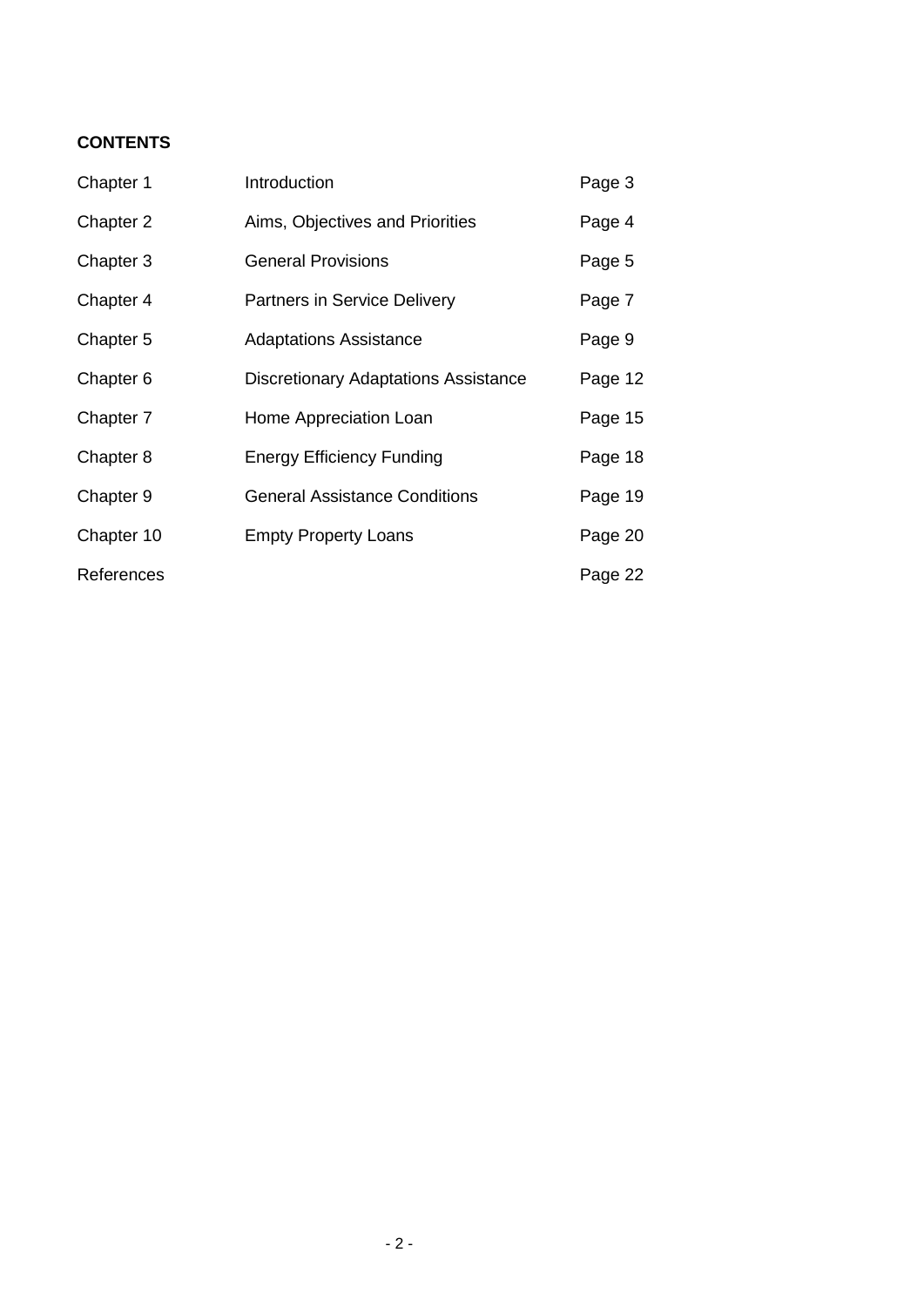**CONTENTS**

| | | |
|---|---|---|
| Chapter 1 | Introduction | Page 3 |
| Chapter 2 | Aims, Objectives and Priorities | Page 4 |
| Chapter 3 | General Provisions | Page 5 |
| Chapter 4 | Partners in Service Delivery | Page 7 |
| Chapter 5 | Adaptations Assistance | Page 9 |
| Chapter 6 | Discretionary Adaptations Assistance | Page 12 |
| Chapter 7 | Home Appreciation Loan | Page 15 |
| Chapter 8 | Energy Efficiency Funding | Page 18 |
| Chapter 9 | General Assistance Conditions | Page 19 |
| Chapter 10 | Empty Property Loans | Page 20 |
| References | | Page 22 |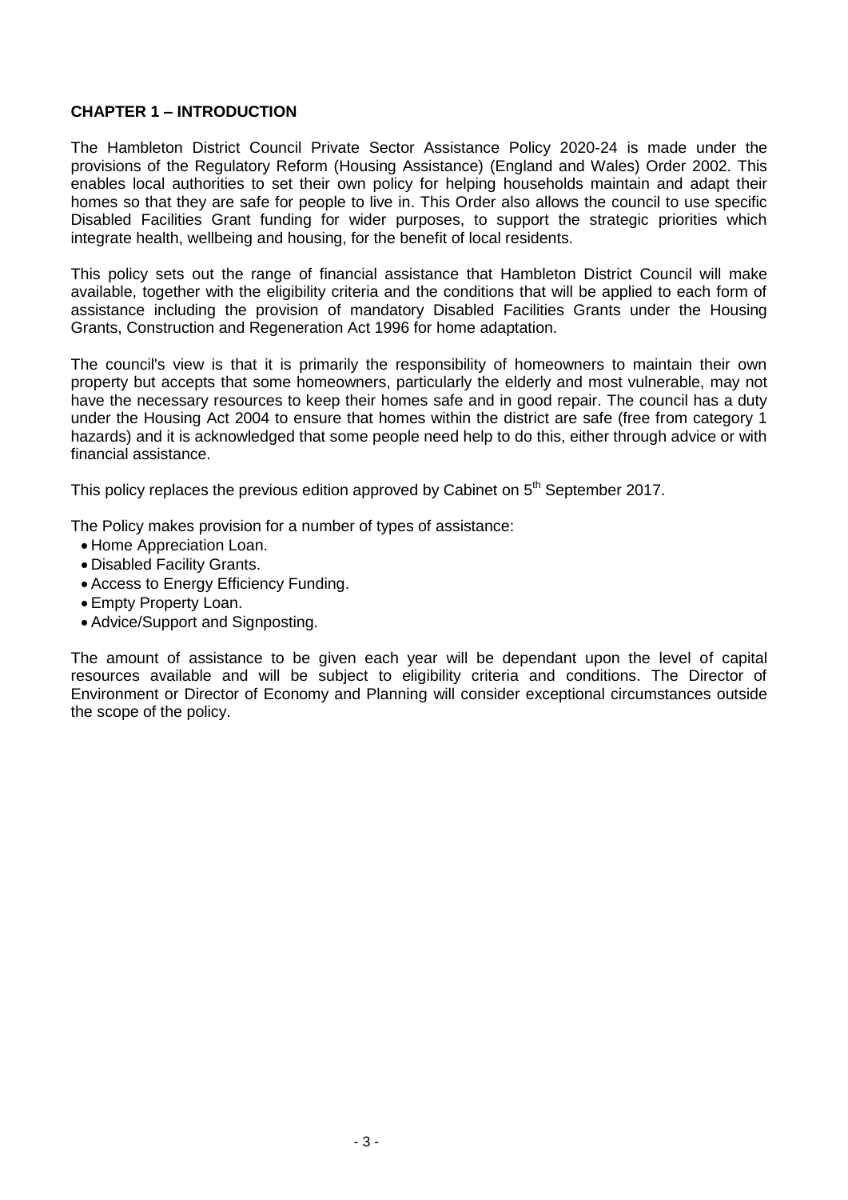## CHAPTER 1 – INTRODUCTION

The Hambleton District Council Private Sector Assistance Policy 2020-24 is made under the provisions of the Regulatory Reform (Housing Assistance) (England and Wales) Order 2002. This enables local authorities to set their own policy for helping households maintain and adapt their homes so that they are safe for people to live in. This Order also allows the council to use specific Disabled Facilities Grant funding for wider purposes, to support the strategic priorities which integrate health, wellbeing and housing, for the benefit of local residents.

This policy sets out the range of financial assistance that Hambleton District Council will make available, together with the eligibility criteria and the conditions that will be applied to each form of assistance including the provision of mandatory Disabled Facilities Grants under the Housing Grants, Construction and Regeneration Act 1996 for home adaptation.

The council's view is that it is primarily the responsibility of homeowners to maintain their own property but accepts that some homeowners, particularly the elderly and most vulnerable, may not have the necessary resources to keep their homes safe and in good repair. The council has a duty under the Housing Act 2004 to ensure that homes within the district are safe (free from category 1 hazards) and it is acknowledged that some people need help to do this, either through advice or with financial assistance.

This policy replaces the previous edition approved by Cabinet on 5th September 2017.

The Policy makes provision for a number of types of assistance:

- Home Appreciation Loan.
- Disabled Facility Grants.
- Access to Energy Efficiency Funding.
- Empty Property Loan.
- Advice/Support and Signposting.

The amount of assistance to be given each year will be dependant upon the level of capital resources available and will be subject to eligibility criteria and conditions. The Director of Environment or Director of Economy and Planning will consider exceptional circumstances outside the scope of the policy.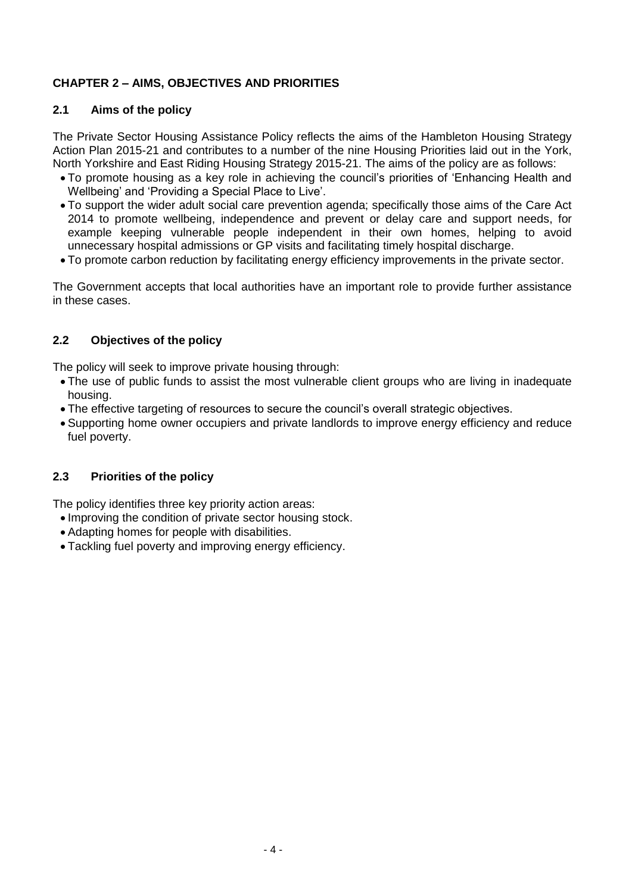## CHAPTER 2 – AIMS, OBJECTIVES AND PRIORITIES

### 2.1 Aims of the policy

The Private Sector Housing Assistance Policy reflects the aims of the Hambleton Housing Strategy Action Plan 2015-21 and contributes to a number of the nine Housing Priorities laid out in the York, North Yorkshire and East Riding Housing Strategy 2015-21. The aims of the policy are as follows:

- To promote housing as a key role in achieving the council's priorities of 'Enhancing Health and Wellbeing' and 'Providing a Special Place to Live'.
- To support the wider adult social care prevention agenda; specifically those aims of the Care Act 2014 to promote wellbeing, independence and prevent or delay care and support needs, for example keeping vulnerable people independent in their own homes, helping to avoid unnecessary hospital admissions or GP visits and facilitating timely hospital discharge.
- To promote carbon reduction by facilitating energy efficiency improvements in the private sector.

The Government accepts that local authorities have an important role to provide further assistance in these cases.

### 2.2 Objectives of the policy

The policy will seek to improve private housing through:

- The use of public funds to assist the most vulnerable client groups who are living in inadequate housing.
- The effective targeting of resources to secure the council's overall strategic objectives.
- Supporting home owner occupiers and private landlords to improve energy efficiency and reduce fuel poverty.

### 2.3 Priorities of the policy

The policy identifies three key priority action areas:

- Improving the condition of private sector housing stock.
- Adapting homes for people with disabilities.
- Tackling fuel poverty and improving energy efficiency.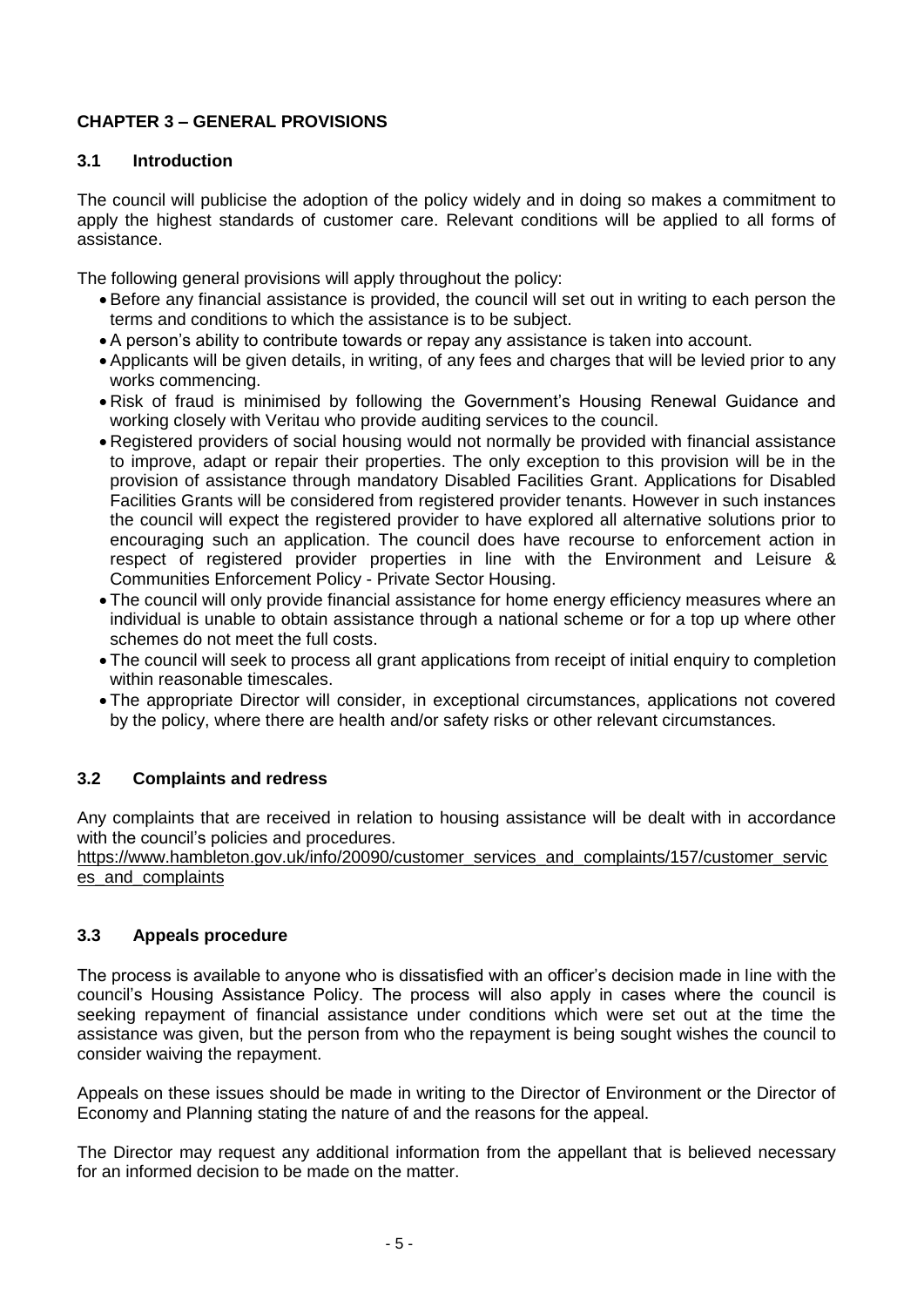## CHAPTER 3 – GENERAL PROVISIONS

### 3.1 Introduction

The council will publicise the adoption of the policy widely and in doing so makes a commitment to apply the highest standards of customer care. Relevant conditions will be applied to all forms of assistance.

The following general provisions will apply throughout the policy:

- Before any financial assistance is provided, the council will set out in writing to each person the terms and conditions to which the assistance is to be subject.
- A person's ability to contribute towards or repay any assistance is taken into account.
- Applicants will be given details, in writing, of any fees and charges that will be levied prior to any works commencing.
- Risk of fraud is minimised by following the Government's Housing Renewal Guidance and working closely with Veritau who provide auditing services to the council.
- Registered providers of social housing would not normally be provided with financial assistance to improve, adapt or repair their properties. The only exception to this provision will be in the provision of assistance through mandatory Disabled Facilities Grant. Applications for Disabled Facilities Grants will be considered from registered provider tenants. However in such instances the council will expect the registered provider to have explored all alternative solutions prior to encouraging such an application. The council does have recourse to enforcement action in respect of registered provider properties in line with the Environment and Leisure & Communities Enforcement Policy - Private Sector Housing.
- The council will only provide financial assistance for home energy efficiency measures where an individual is unable to obtain assistance through a national scheme or for a top up where other schemes do not meet the full costs.
- The council will seek to process all grant applications from receipt of initial enquiry to completion within reasonable timescales.
- The appropriate Director will consider, in exceptional circumstances, applications not covered by the policy, where there are health and/or safety risks or other relevant circumstances.

### 3.2 Complaints and redress

Any complaints that are received in relation to housing assistance will be dealt with in accordance with the council's policies and procedures.
https://www.hambleton.gov.uk/info/20090/customer_services_and_complaints/157/customer_services_and_complaints

### 3.3 Appeals procedure

The process is available to anyone who is dissatisfied with an officer's decision made in line with the council's Housing Assistance Policy. The process will also apply in cases where the council is seeking repayment of financial assistance under conditions which were set out at the time the assistance was given, but the person from who the repayment is being sought wishes the council to consider waiving the repayment.

Appeals on these issues should be made in writing to the Director of Environment or the Director of Economy and Planning stating the nature of and the reasons for the appeal.

The Director may request any additional information from the appellant that is believed necessary for an informed decision to be made on the matter.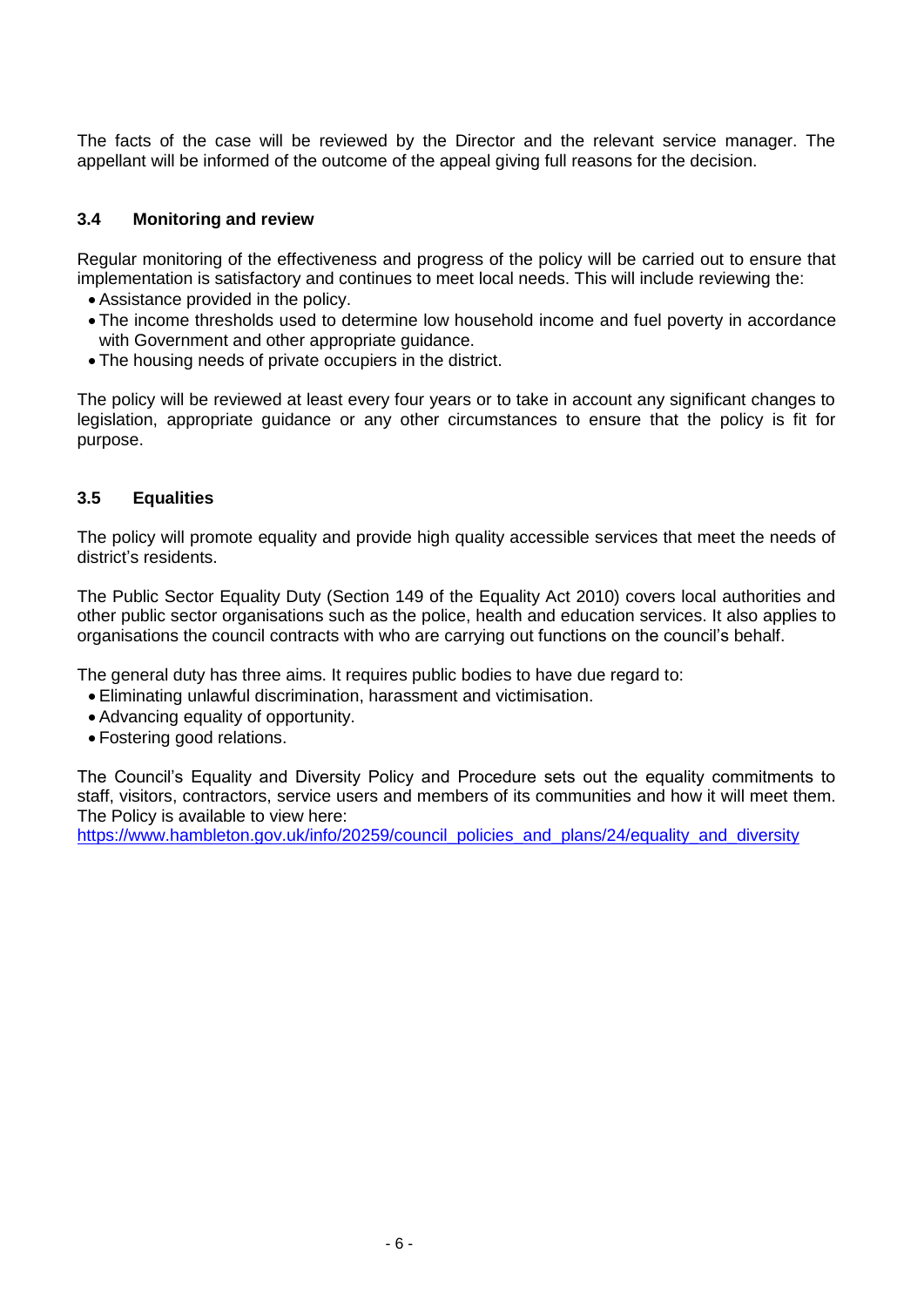The facts of the case will be reviewed by the Director and the relevant service manager. The appellant will be informed of the outcome of the appeal giving full reasons for the decision.

### 3.4 Monitoring and review

Regular monitoring of the effectiveness and progress of the policy will be carried out to ensure that implementation is satisfactory and continues to meet local needs. This will include reviewing the:

- Assistance provided in the policy.
- The income thresholds used to determine low household income and fuel poverty in accordance with Government and other appropriate guidance.
- The housing needs of private occupiers in the district.

The policy will be reviewed at least every four years or to take in account any significant changes to legislation, appropriate guidance or any other circumstances to ensure that the policy is fit for purpose.

### 3.5 Equalities

The policy will promote equality and provide high quality accessible services that meet the needs of district's residents.

The Public Sector Equality Duty (Section 149 of the Equality Act 2010) covers local authorities and other public sector organisations such as the police, health and education services. It also applies to organisations the council contracts with who are carrying out functions on the council's behalf.

The general duty has three aims. It requires public bodies to have due regard to:

- Eliminating unlawful discrimination, harassment and victimisation.
- Advancing equality of opportunity.
- Fostering good relations.

The Council's Equality and Diversity Policy and Procedure sets out the equality commitments to staff, visitors, contractors, service users and members of its communities and how it will meet them. The Policy is available to view here:
https://www.hambleton.gov.uk/info/20259/council_policies_and_plans/24/equality_and_diversity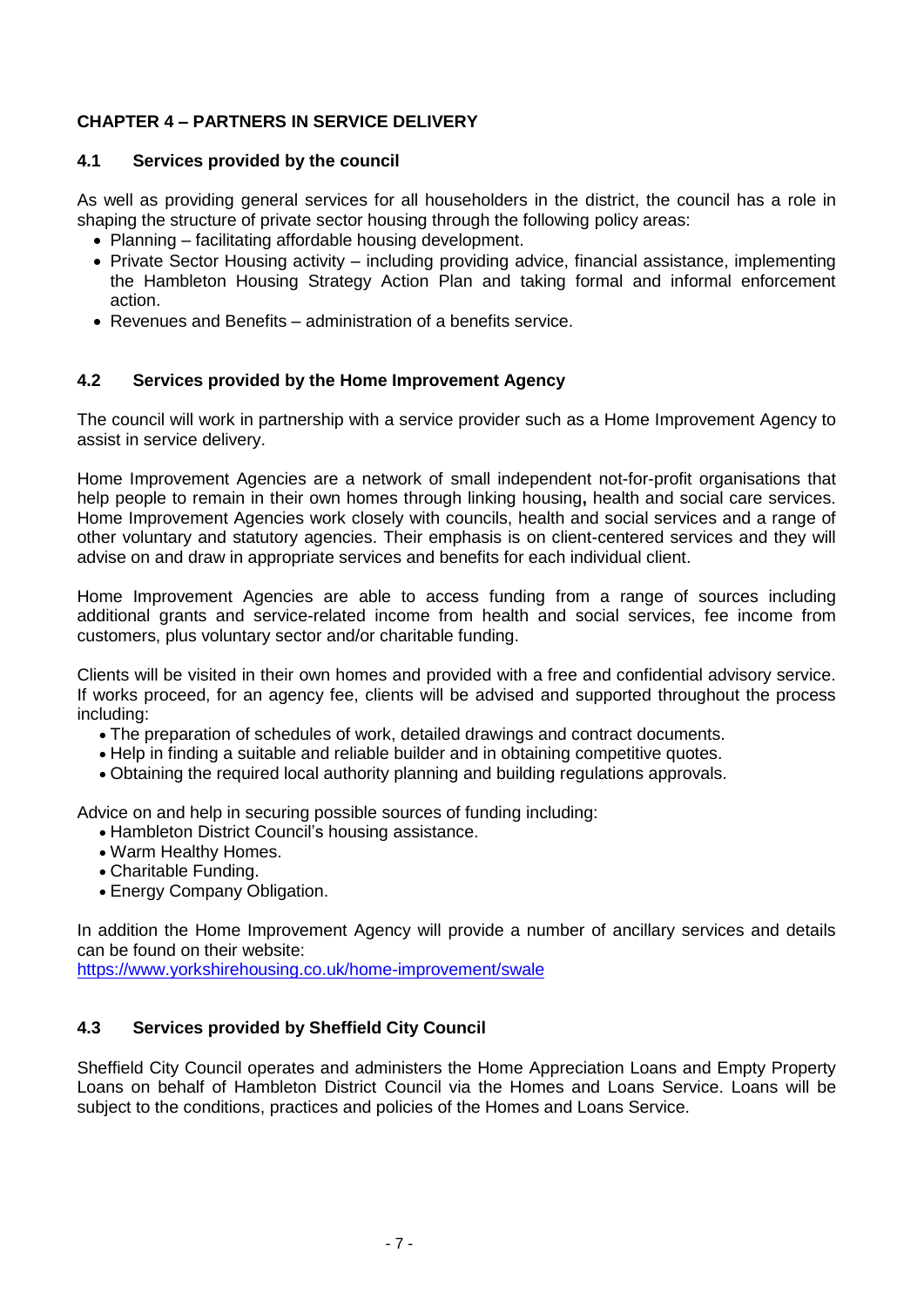## CHAPTER 4 – PARTNERS IN SERVICE DELIVERY

### 4.1 Services provided by the council

As well as providing general services for all householders in the district, the council has a role in shaping the structure of private sector housing through the following policy areas:

- Planning – facilitating affordable housing development.
- Private Sector Housing activity – including providing advice, financial assistance, implementing the Hambleton Housing Strategy Action Plan and taking formal and informal enforcement action.
- Revenues and Benefits – administration of a benefits service.

### 4.2 Services provided by the Home Improvement Agency

The council will work in partnership with a service provider such as a Home Improvement Agency to assist in service delivery.

Home Improvement Agencies are a network of small independent not-for-profit organisations that help people to remain in their own homes through linking housing**,** health and social care services. Home Improvement Agencies work closely with councils, health and social services and a range of other voluntary and statutory agencies. Their emphasis is on client-centered services and they will advise on and draw in appropriate services and benefits for each individual client.

Home Improvement Agencies are able to access funding from a range of sources including additional grants and service-related income from health and social services, fee income from customers, plus voluntary sector and/or charitable funding.

Clients will be visited in their own homes and provided with a free and confidential advisory service. If works proceed, for an agency fee, clients will be advised and supported throughout the process including:

- The preparation of schedules of work, detailed drawings and contract documents.
- Help in finding a suitable and reliable builder and in obtaining competitive quotes.
- Obtaining the required local authority planning and building regulations approvals.

Advice on and help in securing possible sources of funding including:

- Hambleton District Council's housing assistance.
- Warm Healthy Homes.
- Charitable Funding.
- Energy Company Obligation.

In addition the Home Improvement Agency will provide a number of ancillary services and details can be found on their website:
https://www.yorkshirehousing.co.uk/home-improvement/swale

### 4.3 Services provided by Sheffield City Council

Sheffield City Council operates and administers the Home Appreciation Loans and Empty Property Loans on behalf of Hambleton District Council via the Homes and Loans Service. Loans will be subject to the conditions, practices and policies of the Homes and Loans Service.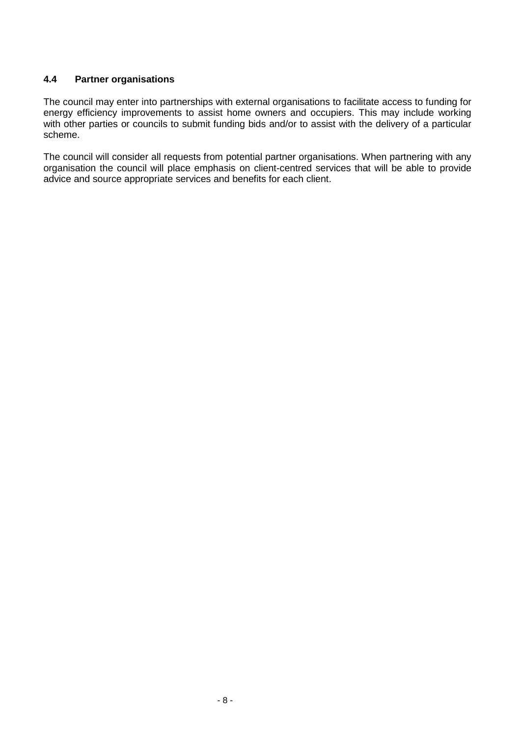### 4.4 Partner organisations

The council may enter into partnerships with external organisations to facilitate access to funding for energy efficiency improvements to assist home owners and occupiers. This may include working with other parties or councils to submit funding bids and/or to assist with the delivery of a particular scheme.

The council will consider all requests from potential partner organisations. When partnering with any organisation the council will place emphasis on client-centred services that will be able to provide advice and source appropriate services and benefits for each client.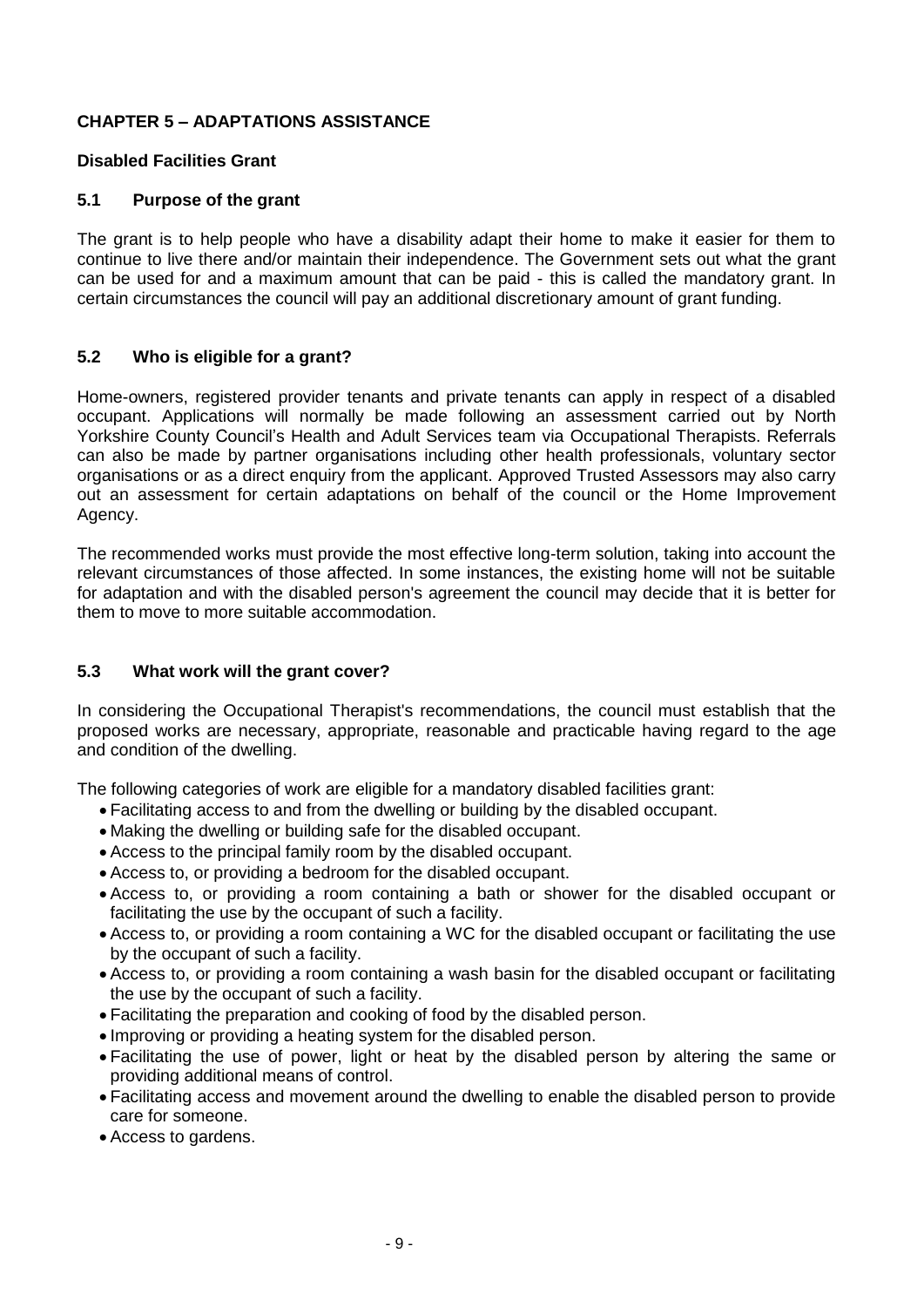## CHAPTER 5 – ADAPTATIONS ASSISTANCE

### Disabled Facilities Grant

### 5.1 Purpose of the grant

The grant is to help people who have a disability adapt their home to make it easier for them to continue to live there and/or maintain their independence. The Government sets out what the grant can be used for and a maximum amount that can be paid - this is called the mandatory grant. In certain circumstances the council will pay an additional discretionary amount of grant funding.

### 5.2 Who is eligible for a grant?

Home-owners, registered provider tenants and private tenants can apply in respect of a disabled occupant. Applications will normally be made following an assessment carried out by North Yorkshire County Council's Health and Adult Services team via Occupational Therapists. Referrals can also be made by partner organisations including other health professionals, voluntary sector organisations or as a direct enquiry from the applicant. Approved Trusted Assessors may also carry out an assessment for certain adaptations on behalf of the council or the Home Improvement Agency.

The recommended works must provide the most effective long-term solution, taking into account the relevant circumstances of those affected. In some instances, the existing home will not be suitable for adaptation and with the disabled person's agreement the council may decide that it is better for them to move to more suitable accommodation.

### 5.3 What work will the grant cover?

In considering the Occupational Therapist's recommendations, the council must establish that the proposed works are necessary, appropriate, reasonable and practicable having regard to the age and condition of the dwelling.

The following categories of work are eligible for a mandatory disabled facilities grant:

- Facilitating access to and from the dwelling or building by the disabled occupant.
- Making the dwelling or building safe for the disabled occupant.
- Access to the principal family room by the disabled occupant.
- Access to, or providing a bedroom for the disabled occupant.
- Access to, or providing a room containing a bath or shower for the disabled occupant or facilitating the use by the occupant of such a facility.
- Access to, or providing a room containing a WC for the disabled occupant or facilitating the use by the occupant of such a facility.
- Access to, or providing a room containing a wash basin for the disabled occupant or facilitating the use by the occupant of such a facility.
- Facilitating the preparation and cooking of food by the disabled person.
- Improving or providing a heating system for the disabled person.
- Facilitating the use of power, light or heat by the disabled person by altering the same or providing additional means of control.
- Facilitating access and movement around the dwelling to enable the disabled person to provide care for someone.
- Access to gardens.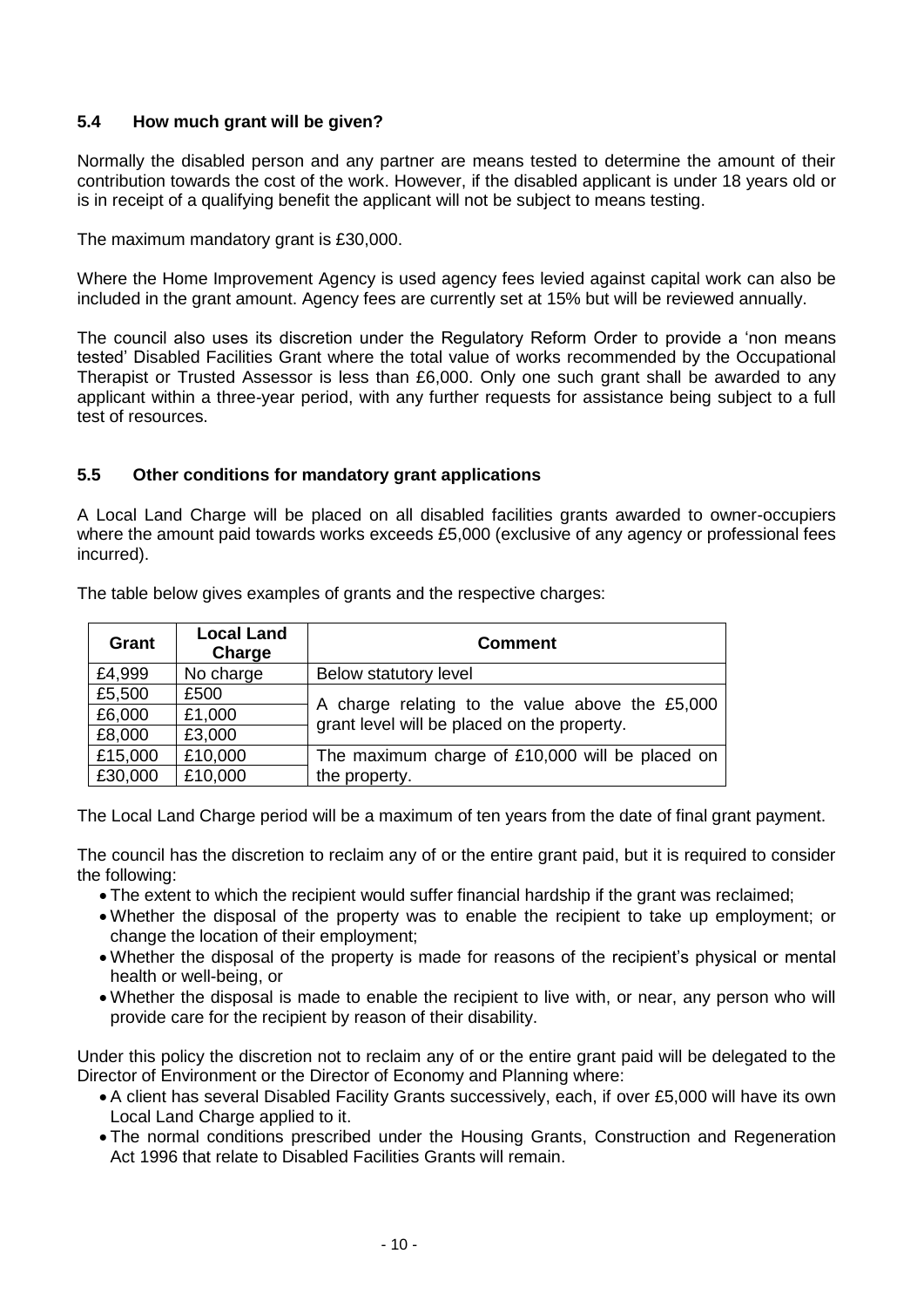### 5.4 How much grant will be given?

Normally the disabled person and any partner are means tested to determine the amount of their contribution towards the cost of the work. However, if the disabled applicant is under 18 years old or is in receipt of a qualifying benefit the applicant will not be subject to means testing.

The maximum mandatory grant is £30,000.

Where the Home Improvement Agency is used agency fees levied against capital work can also be included in the grant amount. Agency fees are currently set at 15% but will be reviewed annually.

The council also uses its discretion under the Regulatory Reform Order to provide a 'non means tested' Disabled Facilities Grant where the total value of works recommended by the Occupational Therapist or Trusted Assessor is less than £6,000. Only one such grant shall be awarded to any applicant within a three-year period, with any further requests for assistance being subject to a full test of resources.

### 5.5 Other conditions for mandatory grant applications

A Local Land Charge will be placed on all disabled facilities grants awarded to owner-occupiers where the amount paid towards works exceeds £5,000 (exclusive of any agency or professional fees incurred).

The table below gives examples of grants and the respective charges:

| Grant | Local Land Charge | Comment |
|---|---|---|
| £4,999 | No charge | Below statutory level |
| £5,500 | £500 | A charge relating to the value above the £5,000 grant level will be placed on the property. |
| £6,000 | £1,000 | |
| £8,000 | £3,000 | |
| £15,000 | £10,000 | The maximum charge of £10,000 will be placed on the property. |
| £30,000 | £10,000 | |

The Local Land Charge period will be a maximum of ten years from the date of final grant payment.

The council has the discretion to reclaim any of or the entire grant paid, but it is required to consider the following:

- The extent to which the recipient would suffer financial hardship if the grant was reclaimed;
- Whether the disposal of the property was to enable the recipient to take up employment; or change the location of their employment;
- Whether the disposal of the property is made for reasons of the recipient's physical or mental health or well-being, or
- Whether the disposal is made to enable the recipient to live with, or near, any person who will provide care for the recipient by reason of their disability.

Under this policy the discretion not to reclaim any of or the entire grant paid will be delegated to the Director of Environment or the Director of Economy and Planning where:

- A client has several Disabled Facility Grants successively, each, if over £5,000 will have its own Local Land Charge applied to it.
- The normal conditions prescribed under the Housing Grants, Construction and Regeneration Act 1996 that relate to Disabled Facilities Grants will remain.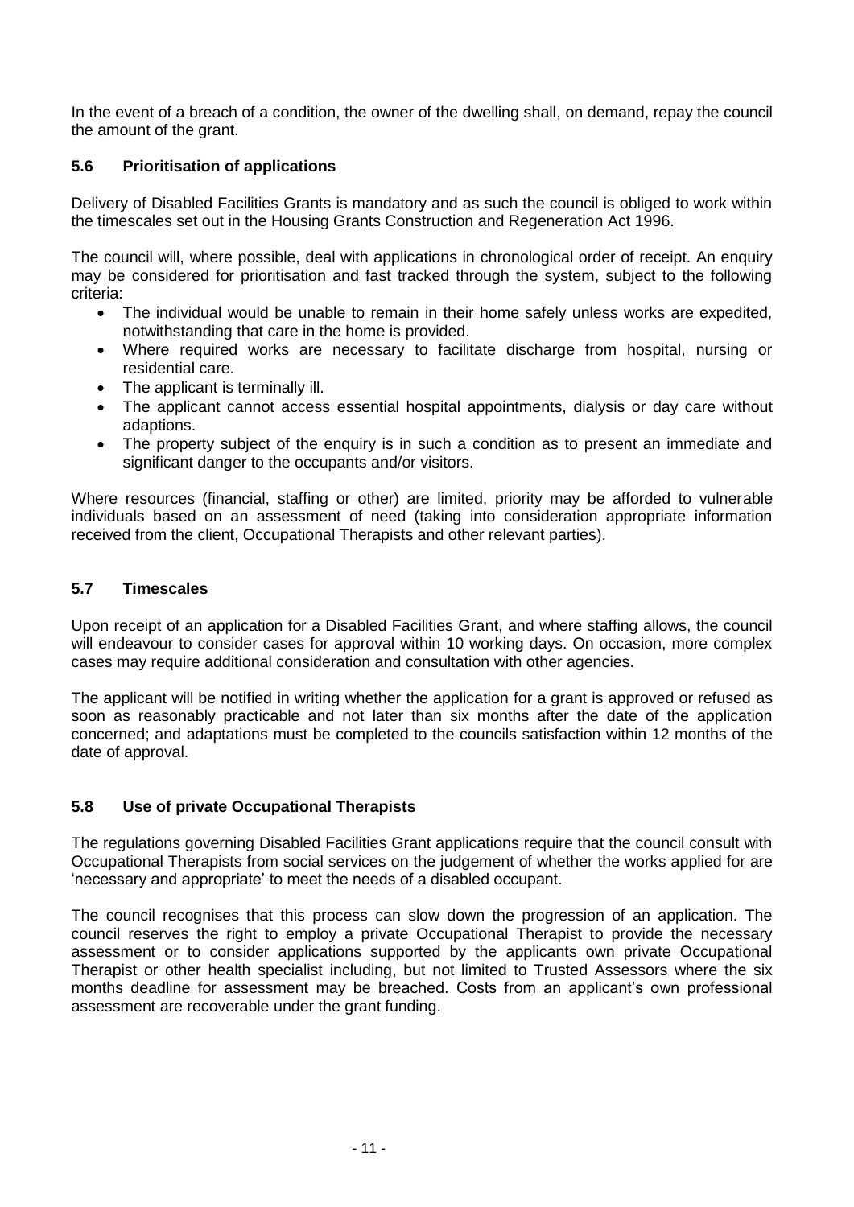In the event of a breach of a condition, the owner of the dwelling shall, on demand, repay the council the amount of the grant.

### 5.6 Prioritisation of applications

Delivery of Disabled Facilities Grants is mandatory and as such the council is obliged to work within the timescales set out in the Housing Grants Construction and Regeneration Act 1996.

The council will, where possible, deal with applications in chronological order of receipt. An enquiry may be considered for prioritisation and fast tracked through the system, subject to the following criteria:

- The individual would be unable to remain in their home safely unless works are expedited, notwithstanding that care in the home is provided.
- Where required works are necessary to facilitate discharge from hospital, nursing or residential care.
- The applicant is terminally ill.
- The applicant cannot access essential hospital appointments, dialysis or day care without adaptions.
- The property subject of the enquiry is in such a condition as to present an immediate and significant danger to the occupants and/or visitors.

Where resources (financial, staffing or other) are limited, priority may be afforded to vulnerable individuals based on an assessment of need (taking into consideration appropriate information received from the client, Occupational Therapists and other relevant parties).

### 5.7 Timescales

Upon receipt of an application for a Disabled Facilities Grant, and where staffing allows, the council will endeavour to consider cases for approval within 10 working days. On occasion, more complex cases may require additional consideration and consultation with other agencies.

The applicant will be notified in writing whether the application for a grant is approved or refused as soon as reasonably practicable and not later than six months after the date of the application concerned; and adaptations must be completed to the councils satisfaction within 12 months of the date of approval.

### 5.8 Use of private Occupational Therapists

The regulations governing Disabled Facilities Grant applications require that the council consult with Occupational Therapists from social services on the judgement of whether the works applied for are 'necessary and appropriate' to meet the needs of a disabled occupant.

The council recognises that this process can slow down the progression of an application. The council reserves the right to employ a private Occupational Therapist to provide the necessary assessment or to consider applications supported by the applicants own private Occupational Therapist or other health specialist including, but not limited to Trusted Assessors where the six months deadline for assessment may be breached. Costs from an applicant's own professional assessment are recoverable under the grant funding.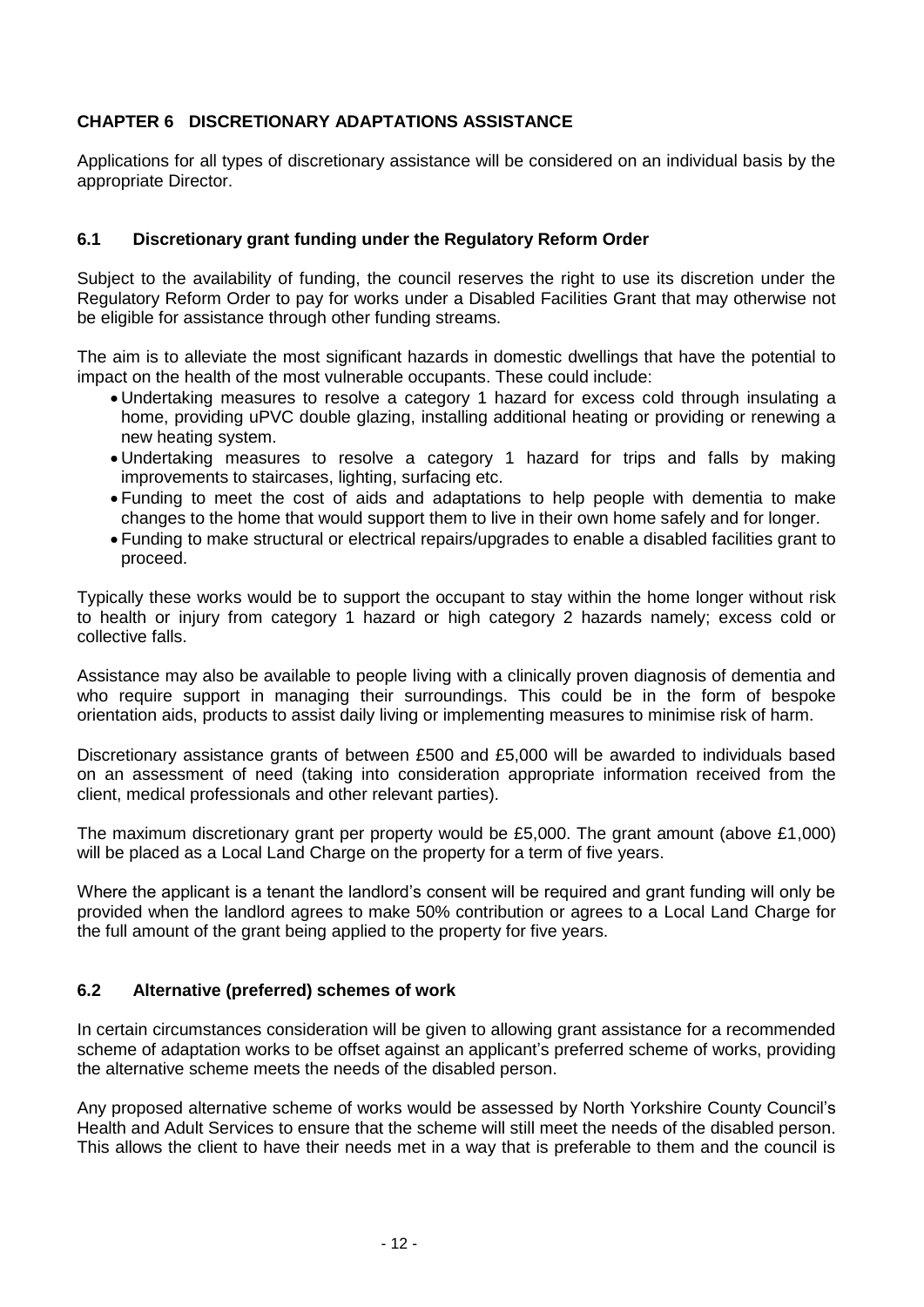## CHAPTER 6 DISCRETIONARY ADAPTATIONS ASSISTANCE

Applications for all types of discretionary assistance will be considered on an individual basis by the appropriate Director.

### 6.1 Discretionary grant funding under the Regulatory Reform Order

Subject to the availability of funding, the council reserves the right to use its discretion under the Regulatory Reform Order to pay for works under a Disabled Facilities Grant that may otherwise not be eligible for assistance through other funding streams.

The aim is to alleviate the most significant hazards in domestic dwellings that have the potential to impact on the health of the most vulnerable occupants. These could include:

- Undertaking measures to resolve a category 1 hazard for excess cold through insulating a home, providing uPVC double glazing, installing additional heating or providing or renewing a new heating system.
- Undertaking measures to resolve a category 1 hazard for trips and falls by making improvements to staircases, lighting, surfacing etc.
- Funding to meet the cost of aids and adaptations to help people with dementia to make changes to the home that would support them to live in their own home safely and for longer.
- Funding to make structural or electrical repairs/upgrades to enable a disabled facilities grant to proceed.

Typically these works would be to support the occupant to stay within the home longer without risk to health or injury from category 1 hazard or high category 2 hazards namely; excess cold or collective falls.

Assistance may also be available to people living with a clinically proven diagnosis of dementia and who require support in managing their surroundings. This could be in the form of bespoke orientation aids, products to assist daily living or implementing measures to minimise risk of harm.

Discretionary assistance grants of between £500 and £5,000 will be awarded to individuals based on an assessment of need (taking into consideration appropriate information received from the client, medical professionals and other relevant parties).

The maximum discretionary grant per property would be £5,000. The grant amount (above £1,000) will be placed as a Local Land Charge on the property for a term of five years.

Where the applicant is a tenant the landlord's consent will be required and grant funding will only be provided when the landlord agrees to make 50% contribution or agrees to a Local Land Charge for the full amount of the grant being applied to the property for five years.

### 6.2 Alternative (preferred) schemes of work

In certain circumstances consideration will be given to allowing grant assistance for a recommended scheme of adaptation works to be offset against an applicant's preferred scheme of works, providing the alternative scheme meets the needs of the disabled person.

Any proposed alternative scheme of works would be assessed by North Yorkshire County Council's Health and Adult Services to ensure that the scheme will still meet the needs of the disabled person. This allows the client to have their needs met in a way that is preferable to them and the council is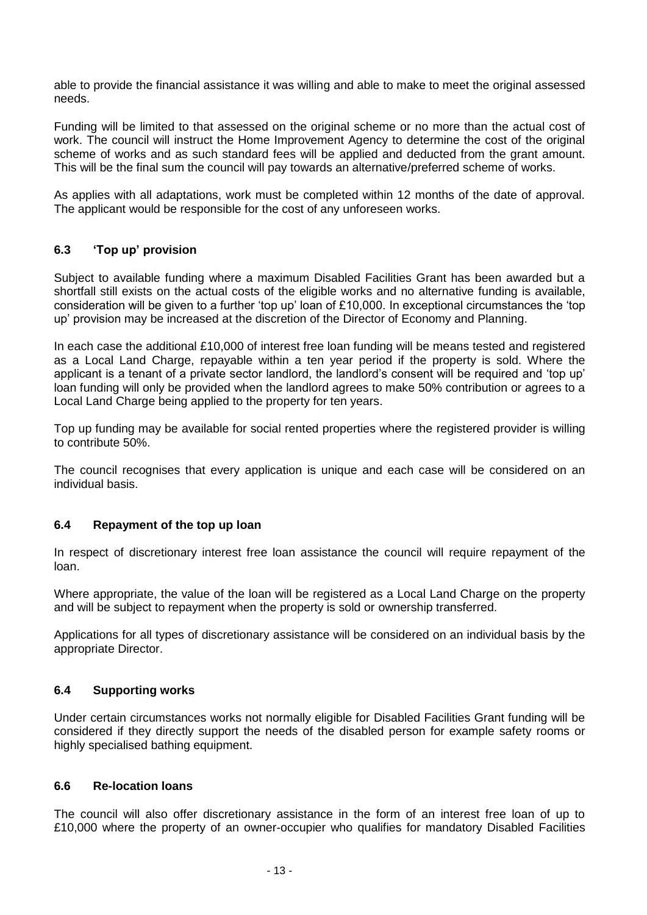able to provide the financial assistance it was willing and able to make to meet the original assessed needs.

Funding will be limited to that assessed on the original scheme or no more than the actual cost of work. The council will instruct the Home Improvement Agency to determine the cost of the original scheme of works and as such standard fees will be applied and deducted from the grant amount. This will be the final sum the council will pay towards an alternative/preferred scheme of works.

As applies with all adaptations, work must be completed within 12 months of the date of approval. The applicant would be responsible for the cost of any unforeseen works.

### 6.3 'Top up' provision

Subject to available funding where a maximum Disabled Facilities Grant has been awarded but a shortfall still exists on the actual costs of the eligible works and no alternative funding is available, consideration will be given to a further 'top up' loan of £10,000. In exceptional circumstances the 'top up' provision may be increased at the discretion of the Director of Economy and Planning.

In each case the additional £10,000 of interest free loan funding will be means tested and registered as a Local Land Charge, repayable within a ten year period if the property is sold. Where the applicant is a tenant of a private sector landlord, the landlord's consent will be required and 'top up' loan funding will only be provided when the landlord agrees to make 50% contribution or agrees to a Local Land Charge being applied to the property for ten years.

Top up funding may be available for social rented properties where the registered provider is willing to contribute 50%.

The council recognises that every application is unique and each case will be considered on an individual basis.

### 6.4 Repayment of the top up loan

In respect of discretionary interest free loan assistance the council will require repayment of the loan.

Where appropriate, the value of the loan will be registered as a Local Land Charge on the property and will be subject to repayment when the property is sold or ownership transferred.

Applications for all types of discretionary assistance will be considered on an individual basis by the appropriate Director.

### 6.4 Supporting works

Under certain circumstances works not normally eligible for Disabled Facilities Grant funding will be considered if they directly support the needs of the disabled person for example safety rooms or highly specialised bathing equipment.

### 6.6 Re-location loans

The council will also offer discretionary assistance in the form of an interest free loan of up to £10,000 where the property of an owner-occupier who qualifies for mandatory Disabled Facilities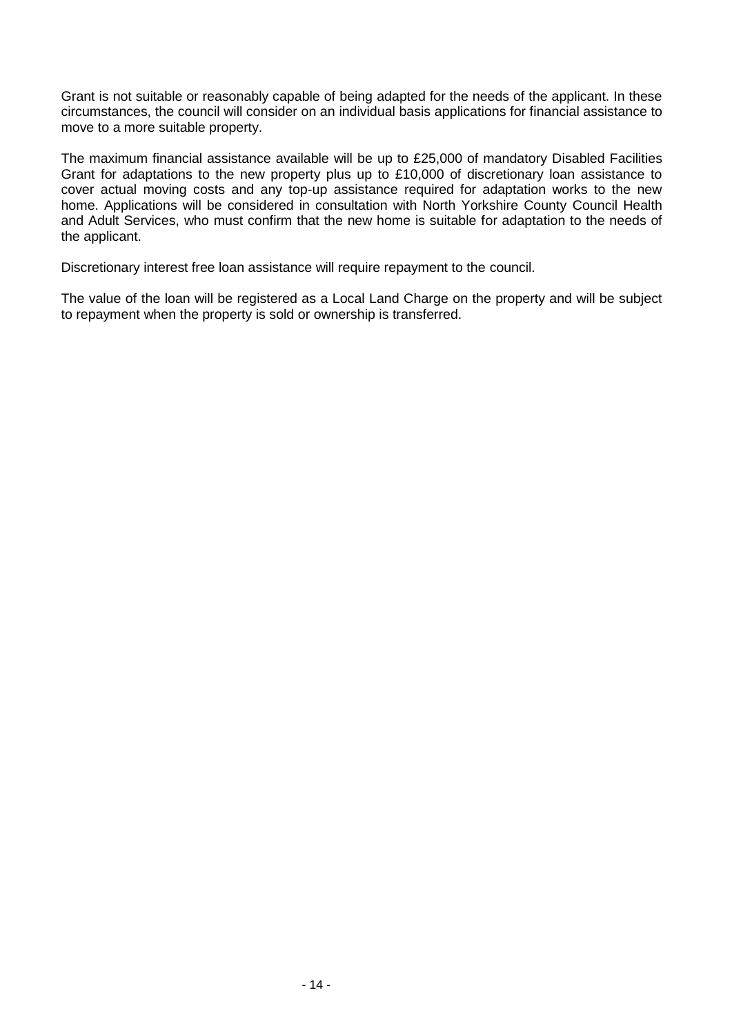Grant is not suitable or reasonably capable of being adapted for the needs of the applicant. In these circumstances, the council will consider on an individual basis applications for financial assistance to move to a more suitable property.

The maximum financial assistance available will be up to £25,000 of mandatory Disabled Facilities Grant for adaptations to the new property plus up to £10,000 of discretionary loan assistance to cover actual moving costs and any top-up assistance required for adaptation works to the new home. Applications will be considered in consultation with North Yorkshire County Council Health and Adult Services, who must confirm that the new home is suitable for adaptation to the needs of the applicant.

Discretionary interest free loan assistance will require repayment to the council.

The value of the loan will be registered as a Local Land Charge on the property and will be subject to repayment when the property is sold or ownership is transferred.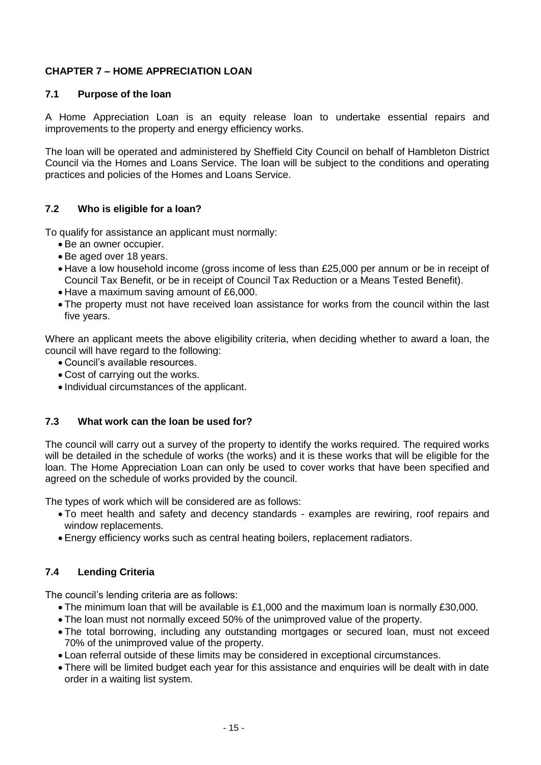## CHAPTER 7 – HOME APPRECIATION LOAN

### 7.1 Purpose of the loan

A Home Appreciation Loan is an equity release loan to undertake essential repairs and improvements to the property and energy efficiency works.

The loan will be operated and administered by Sheffield City Council on behalf of Hambleton District Council via the Homes and Loans Service. The loan will be subject to the conditions and operating practices and policies of the Homes and Loans Service.

### 7.2 Who is eligible for a loan?

To qualify for assistance an applicant must normally:

- Be an owner occupier.
- Be aged over 18 years.
- Have a low household income (gross income of less than £25,000 per annum or be in receipt of Council Tax Benefit, or be in receipt of Council Tax Reduction or a Means Tested Benefit).
- Have a maximum saving amount of £6,000.
- The property must not have received loan assistance for works from the council within the last five years.

Where an applicant meets the above eligibility criteria, when deciding whether to award a loan, the council will have regard to the following:

- Council's available resources.
- Cost of carrying out the works.
- Individual circumstances of the applicant.

### 7.3 What work can the loan be used for?

The council will carry out a survey of the property to identify the works required. The required works will be detailed in the schedule of works (the works) and it is these works that will be eligible for the loan. The Home Appreciation Loan can only be used to cover works that have been specified and agreed on the schedule of works provided by the council.

The types of work which will be considered are as follows:

- To meet health and safety and decency standards - examples are rewiring, roof repairs and window replacements.
- Energy efficiency works such as central heating boilers, replacement radiators.

### 7.4 Lending Criteria

The council's lending criteria are as follows:

- The minimum loan that will be available is £1,000 and the maximum loan is normally £30,000.
- The loan must not normally exceed 50% of the unimproved value of the property.
- The total borrowing, including any outstanding mortgages or secured loan, must not exceed 70% of the unimproved value of the property.
- Loan referral outside of these limits may be considered in exceptional circumstances.
- There will be limited budget each year for this assistance and enquiries will be dealt with in date order in a waiting list system.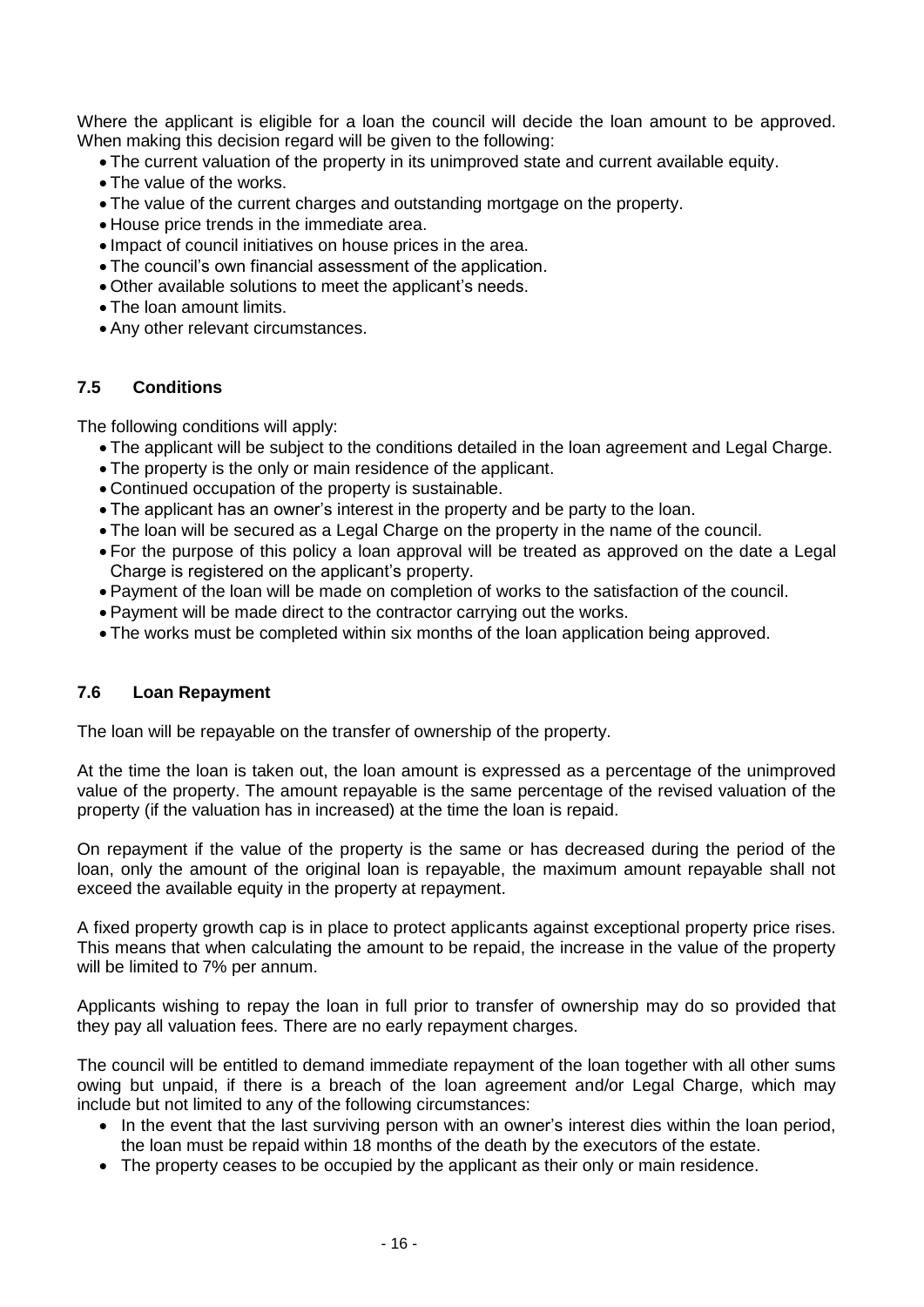Where the applicant is eligible for a loan the council will decide the loan amount to be approved. When making this decision regard will be given to the following:

- The current valuation of the property in its unimproved state and current available equity.
- The value of the works.
- The value of the current charges and outstanding mortgage on the property.
- House price trends in the immediate area.
- Impact of council initiatives on house prices in the area.
- The council's own financial assessment of the application.
- Other available solutions to meet the applicant's needs.
- The loan amount limits.
- Any other relevant circumstances.

### 7.5 Conditions

The following conditions will apply:

- The applicant will be subject to the conditions detailed in the loan agreement and Legal Charge.
- The property is the only or main residence of the applicant.
- Continued occupation of the property is sustainable.
- The applicant has an owner's interest in the property and be party to the loan.
- The loan will be secured as a Legal Charge on the property in the name of the council.
- For the purpose of this policy a loan approval will be treated as approved on the date a Legal Charge is registered on the applicant's property.
- Payment of the loan will be made on completion of works to the satisfaction of the council.
- Payment will be made direct to the contractor carrying out the works.
- The works must be completed within six months of the loan application being approved.

### 7.6 Loan Repayment

The loan will be repayable on the transfer of ownership of the property.

At the time the loan is taken out, the loan amount is expressed as a percentage of the unimproved value of the property. The amount repayable is the same percentage of the revised valuation of the property (if the valuation has in increased) at the time the loan is repaid.

On repayment if the value of the property is the same or has decreased during the period of the loan, only the amount of the original loan is repayable, the maximum amount repayable shall not exceed the available equity in the property at repayment.

A fixed property growth cap is in place to protect applicants against exceptional property price rises. This means that when calculating the amount to be repaid, the increase in the value of the property will be limited to 7% per annum.

Applicants wishing to repay the loan in full prior to transfer of ownership may do so provided that they pay all valuation fees. There are no early repayment charges.

The council will be entitled to demand immediate repayment of the loan together with all other sums owing but unpaid, if there is a breach of the loan agreement and/or Legal Charge, which may include but not limited to any of the following circumstances:

- In the event that the last surviving person with an owner's interest dies within the loan period, the loan must be repaid within 18 months of the death by the executors of the estate.
- The property ceases to be occupied by the applicant as their only or main residence.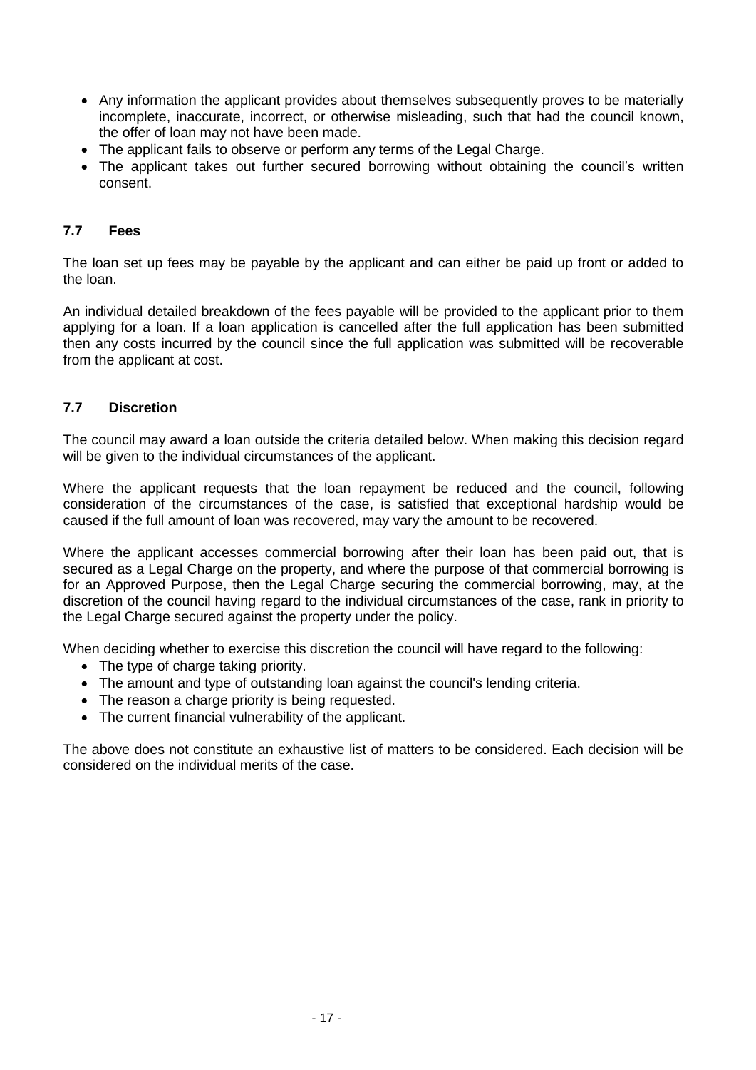- Any information the applicant provides about themselves subsequently proves to be materially incomplete, inaccurate, incorrect, or otherwise misleading, such that had the council known, the offer of loan may not have been made.
- The applicant fails to observe or perform any terms of the Legal Charge.
- The applicant takes out further secured borrowing without obtaining the council's written consent.

### 7.7 Fees

The loan set up fees may be payable by the applicant and can either be paid up front or added to the loan.

An individual detailed breakdown of the fees payable will be provided to the applicant prior to them applying for a loan. If a loan application is cancelled after the full application has been submitted then any costs incurred by the council since the full application was submitted will be recoverable from the applicant at cost.

### 7.7 Discretion

The council may award a loan outside the criteria detailed below. When making this decision regard will be given to the individual circumstances of the applicant.

Where the applicant requests that the loan repayment be reduced and the council, following consideration of the circumstances of the case, is satisfied that exceptional hardship would be caused if the full amount of loan was recovered, may vary the amount to be recovered.

Where the applicant accesses commercial borrowing after their loan has been paid out, that is secured as a Legal Charge on the property, and where the purpose of that commercial borrowing is for an Approved Purpose, then the Legal Charge securing the commercial borrowing, may, at the discretion of the council having regard to the individual circumstances of the case, rank in priority to the Legal Charge secured against the property under the policy.

When deciding whether to exercise this discretion the council will have regard to the following:

- The type of charge taking priority.
- The amount and type of outstanding loan against the council's lending criteria.
- The reason a charge priority is being requested.
- The current financial vulnerability of the applicant.

The above does not constitute an exhaustive list of matters to be considered. Each decision will be considered on the individual merits of the case.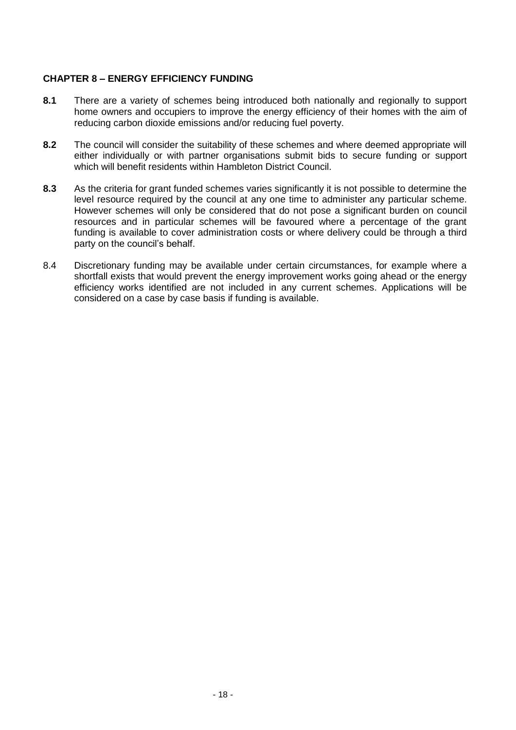## CHAPTER 8 – ENERGY EFFICIENCY FUNDING

**8.1** There are a variety of schemes being introduced both nationally and regionally to support home owners and occupiers to improve the energy efficiency of their homes with the aim of reducing carbon dioxide emissions and/or reducing fuel poverty.

**8.2** The council will consider the suitability of these schemes and where deemed appropriate will either individually or with partner organisations submit bids to secure funding or support which will benefit residents within Hambleton District Council.

**8.3** As the criteria for grant funded schemes varies significantly it is not possible to determine the level resource required by the council at any one time to administer any particular scheme. However schemes will only be considered that do not pose a significant burden on council resources and in particular schemes will be favoured where a percentage of the grant funding is available to cover administration costs or where delivery could be through a third party on the council's behalf.

8.4 Discretionary funding may be available under certain circumstances, for example where a shortfall exists that would prevent the energy improvement works going ahead or the energy efficiency works identified are not included in any current schemes. Applications will be considered on a case by case basis if funding is available.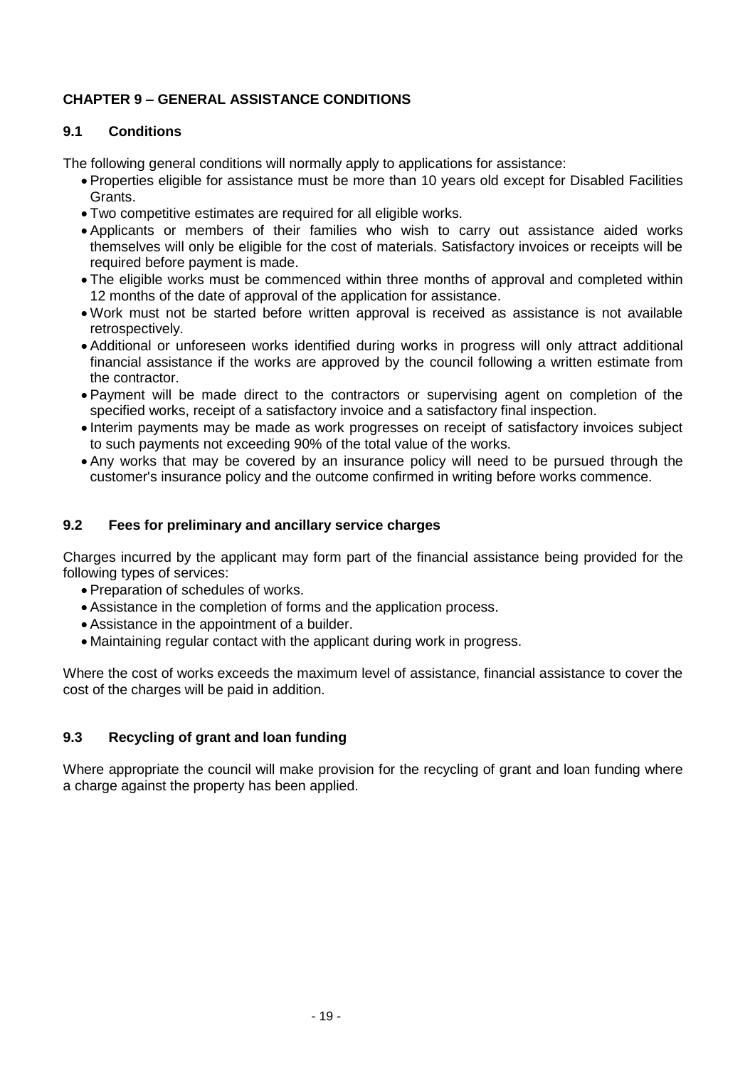# CHAPTER 9 – GENERAL ASSISTANCE CONDITIONS

## 9.1 Conditions

The following general conditions will normally apply to applications for assistance:

- Properties eligible for assistance must be more than 10 years old except for Disabled Facilities Grants.
- Two competitive estimates are required for all eligible works.
- Applicants or members of their families who wish to carry out assistance aided works themselves will only be eligible for the cost of materials. Satisfactory invoices or receipts will be required before payment is made.
- The eligible works must be commenced within three months of approval and completed within 12 months of the date of approval of the application for assistance.
- Work must not be started before written approval is received as assistance is not available retrospectively.
- Additional or unforeseen works identified during works in progress will only attract additional financial assistance if the works are approved by the council following a written estimate from the contractor.
- Payment will be made direct to the contractors or supervising agent on completion of the specified works, receipt of a satisfactory invoice and a satisfactory final inspection.
- Interim payments may be made as work progresses on receipt of satisfactory invoices subject to such payments not exceeding 90% of the total value of the works.
- Any works that may be covered by an insurance policy will need to be pursued through the customer's insurance policy and the outcome confirmed in writing before works commence.

## 9.2 Fees for preliminary and ancillary service charges

Charges incurred by the applicant may form part of the financial assistance being provided for the following types of services:

- Preparation of schedules of works.
- Assistance in the completion of forms and the application process.
- Assistance in the appointment of a builder.
- Maintaining regular contact with the applicant during work in progress.

Where the cost of works exceeds the maximum level of assistance, financial assistance to cover the cost of the charges will be paid in addition.

## 9.3 Recycling of grant and loan funding

Where appropriate the council will make provision for the recycling of grant and loan funding where a charge against the property has been applied.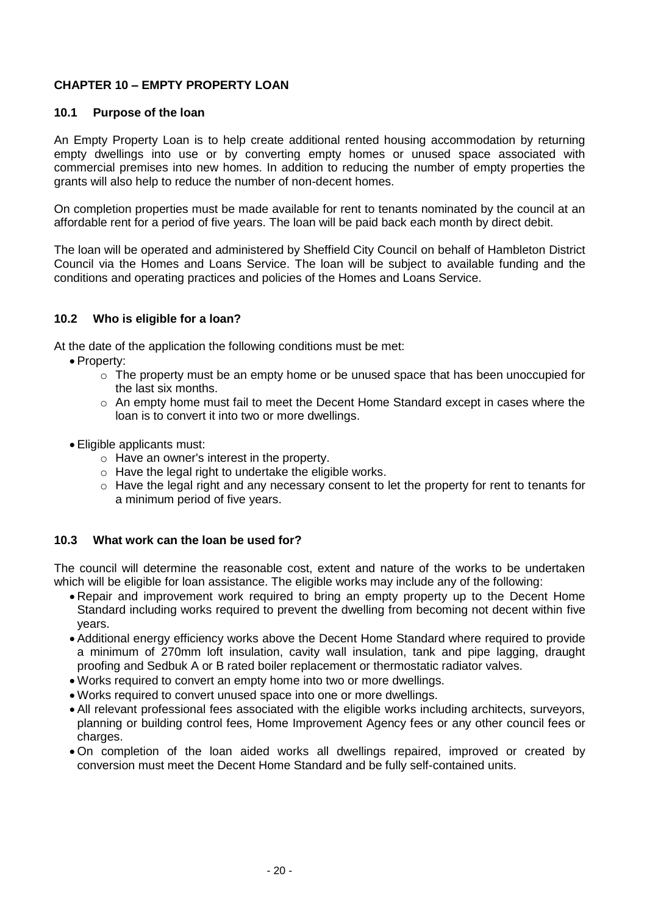## CHAPTER 10 – EMPTY PROPERTY LOAN

### 10.1 Purpose of the loan

An Empty Property Loan is to help create additional rented housing accommodation by returning empty dwellings into use or by converting empty homes or unused space associated with commercial premises into new homes. In addition to reducing the number of empty properties the grants will also help to reduce the number of non-decent homes.

On completion properties must be made available for rent to tenants nominated by the council at an affordable rent for a period of five years. The loan will be paid back each month by direct debit.

The loan will be operated and administered by Sheffield City Council on behalf of Hambleton District Council via the Homes and Loans Service. The loan will be subject to available funding and the conditions and operating practices and policies of the Homes and Loans Service.

### 10.2 Who is eligible for a loan?

At the date of the application the following conditions must be met:

- Property:
  - The property must be an empty home or be unused space that has been unoccupied for the last six months.
  - An empty home must fail to meet the Decent Home Standard except in cases where the loan is to convert it into two or more dwellings.
- Eligible applicants must:
  - Have an owner's interest in the property.
  - Have the legal right to undertake the eligible works.
  - Have the legal right and any necessary consent to let the property for rent to tenants for a minimum period of five years.

### 10.3 What work can the loan be used for?

The council will determine the reasonable cost, extent and nature of the works to be undertaken which will be eligible for loan assistance. The eligible works may include any of the following:

- Repair and improvement work required to bring an empty property up to the Decent Home Standard including works required to prevent the dwelling from becoming not decent within five years.
- Additional energy efficiency works above the Decent Home Standard where required to provide a minimum of 270mm loft insulation, cavity wall insulation, tank and pipe lagging, draught proofing and Sedbuk A or B rated boiler replacement or thermostatic radiator valves.
- Works required to convert an empty home into two or more dwellings.
- Works required to convert unused space into one or more dwellings.
- All relevant professional fees associated with the eligible works including architects, surveyors, planning or building control fees, Home Improvement Agency fees or any other council fees or charges.
- On completion of the loan aided works all dwellings repaired, improved or created by conversion must meet the Decent Home Standard and be fully self-contained units.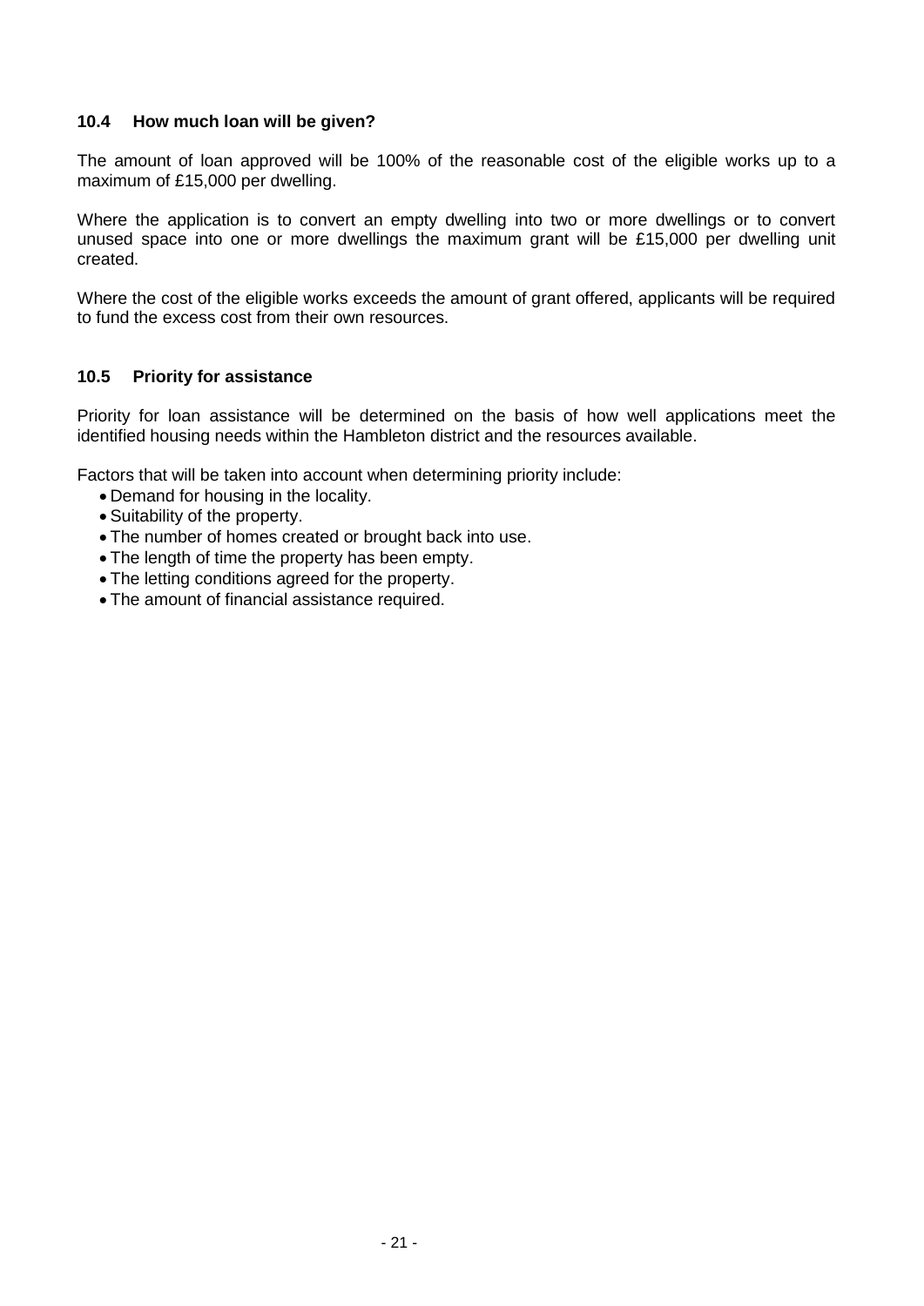### 10.4 How much loan will be given?

The amount of loan approved will be 100% of the reasonable cost of the eligible works up to a maximum of £15,000 per dwelling.

Where the application is to convert an empty dwelling into two or more dwellings or to convert unused space into one or more dwellings the maximum grant will be £15,000 per dwelling unit created.

Where the cost of the eligible works exceeds the amount of grant offered, applicants will be required to fund the excess cost from their own resources.

### 10.5 Priority for assistance

Priority for loan assistance will be determined on the basis of how well applications meet the identified housing needs within the Hambleton district and the resources available.

Factors that will be taken into account when determining priority include:

- Demand for housing in the locality.
- Suitability of the property.
- The number of homes created or brought back into use.
- The length of time the property has been empty.
- The letting conditions agreed for the property.
- The amount of financial assistance required.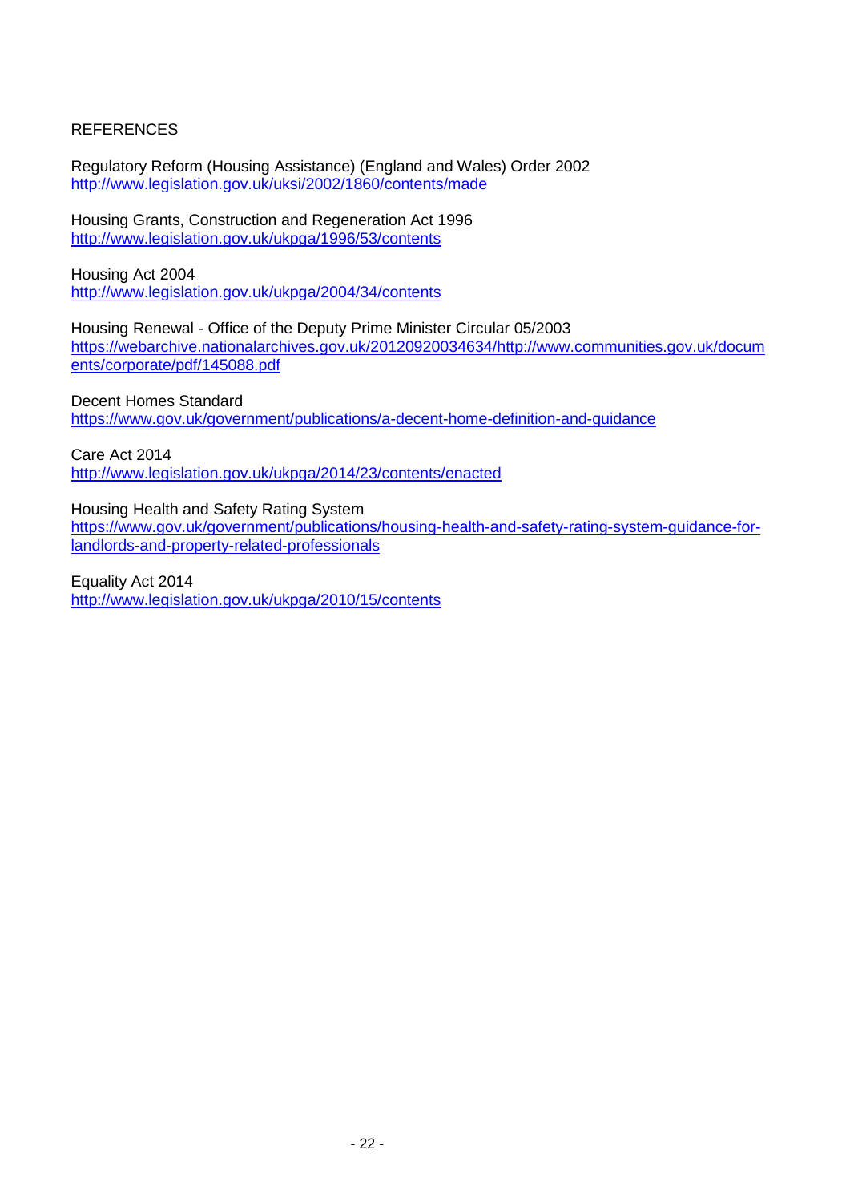# REFERENCES

Regulatory Reform (Housing Assistance) (England and Wales) Order 2002
http://www.legislation.gov.uk/uksi/2002/1860/contents/made

Housing Grants, Construction and Regeneration Act 1996
http://www.legislation.gov.uk/ukpga/1996/53/contents

Housing Act 2004
http://www.legislation.gov.uk/ukpga/2004/34/contents

Housing Renewal - Office of the Deputy Prime Minister Circular 05/2003
https://webarchive.nationalarchives.gov.uk/20120920034634/http://www.communities.gov.uk/documents/corporate/pdf/145088.pdf

Decent Homes Standard
https://www.gov.uk/government/publications/a-decent-home-definition-and-guidance

Care Act 2014
http://www.legislation.gov.uk/ukpga/2014/23/contents/enacted

Housing Health and Safety Rating System
https://www.gov.uk/government/publications/housing-health-and-safety-rating-system-guidance-for-landlords-and-property-related-professionals

Equality Act 2014
http://www.legislation.gov.uk/ukpga/2010/15/contents